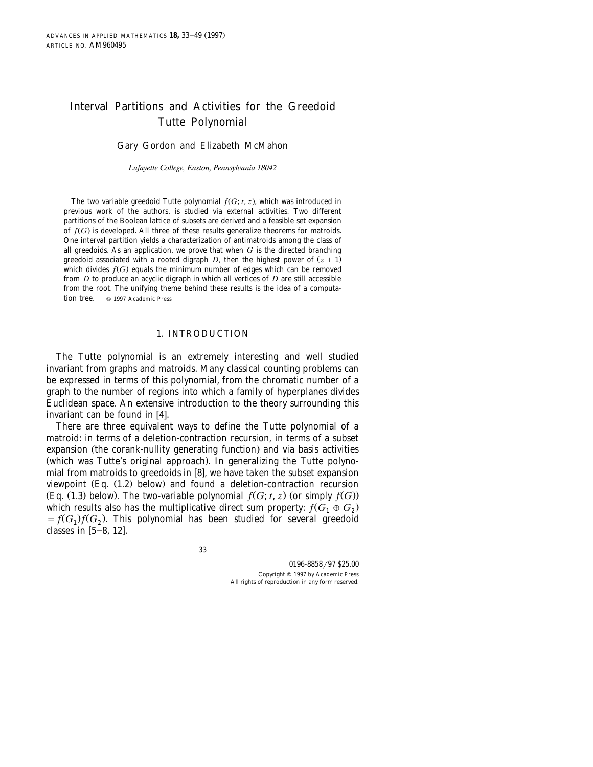# Interval Partitions and Activities for the Greedoid Tutte Polynomial

Gary Gordon and Elizabeth McMahon

*Lafayette College, Easton, Pennsylvania 18042*

The two variable greedoid Tutte polynomial $f(G; t, z)$, which was introduced in previous work of the authors, is studied via external activities. Two different partitions of the Boolean lattice of subsets are derived and a feasible set expansion of $f(G)$ is developed. All three of these results generalize theorems for matroids. One interval partition yields a characterization of antimatroids among the class of all greedoids. As an application, we prove that when $G$ is the directed branching greedoid associated with a rooted digraph $D$, then the highest power of $(z + 1)$ which divides $f(G)$ equals the minimum number of edges which can be removed from $D$ to produce an acyclic digraph in which all vertices of $D$ are still accessible from the root. The unifying theme behind these results is the idea of a computation tree. © 1997 Academic Press

## 1. INTRODUCTION

The Tutte polynomial is an extremely interesting and well studied invariant from graphs and matroids. Many classical counting problems can be expressed in terms of this polynomial, from the chromatic number of a graph to the number of regions into which a family of hyperplanes divides Euclidean space. An extensive introduction to the theory surrounding this invariant can be found in [4].

There are three equivalent ways to define the Tutte polynomial of a matroid: in terms of a deletion-contraction recursion, in terms of a subset expansion (the corank-nullity generating function) and via basis activities (which was Tutte's original approach). In generalizing the Tutte polynomial from matroids to greedoids in [8], we have taken the subset expansion viewpoint (Eq. (1.2) below) and found a deletion-contraction recursion (Eq. (1.3) below). The two-variable polynomial $f(G; t, z)$ (or simply $f(G)$) which results also has the multiplicative direct sum property: $f(G_1 \oplus G_2) = f(G_1)f(G_2)$. This polynomial has been studied for several greedoid classes in [5–8, 12].

0196-8858/97 $25.00
Copyright © 1997 by Academic Press
All rights of reproduction in any form reserved.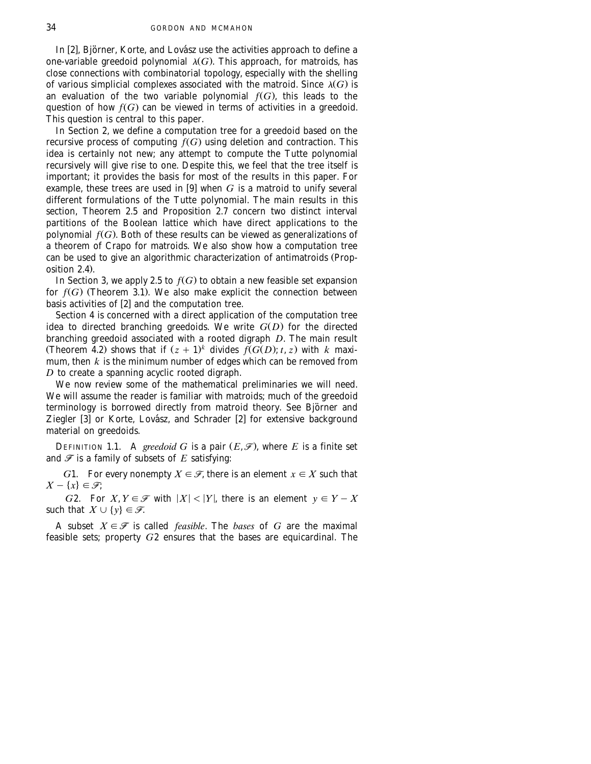In [2], Björner, Korte, and Lovász use the activities approach to define a one-variable greedoid polynomial $\lambda(G)$. This approach, for matroids, has close connections with combinatorial topology, especially with the shelling of various simplicial complexes associated with the matroid. Since $\lambda(G)$ is an evaluation of the two variable polynomial $f(G)$, this leads to the question of how $f(G)$ can be viewed in terms of activities in a greedoid. This question is central to this paper.

In Section 2, we define a computation tree for a greedoid based on the recursive process of computing $f(G)$ using deletion and contraction. This idea is certainly not new; any attempt to compute the Tutte polynomial recursively will give rise to one. Despite this, we feel that the tree itself is important; it provides the basis for most of the results in this paper. For example, these trees are used in [9] when $G$ is a matroid to unify several different formulations of the Tutte polynomial. The main results in this section, Theorem 2.5 and Proposition 2.7 concern two distinct interval partitions of the Boolean lattice which have direct applications to the polynomial $f(G)$. Both of these results can be viewed as generalizations of a theorem of Crapo for matroids. We also show how a computation tree can be used to give an algorithmic characterization of antimatroids (Proposition 2.4).

In Section 3, we apply 2.5 to $f(G)$ to obtain a new feasible set expansion for $f(G)$ (Theorem 3.1). We also make explicit the connection between basis activities of [2] and the computation tree.

Section 4 is concerned with a direct application of the computation tree idea to directed branching greedoids. We write $G(D)$ for the directed branching greedoid associated with a rooted digraph $D$. The main result (Theorem 4.2) shows that if $(z + 1)^k$ divides $f(G(D); t, z)$ with $k$ maximum, then $k$ is the minimum number of edges which can be removed from $D$ to create a spanning acyclic rooted digraph.

We now review some of the mathematical preliminaries we will need. We will assume the reader is familiar with matroids; much of the greedoid terminology is borrowed directly from matroid theory. See Björner and Ziegler [3] or Korte, Lovász, and Schrader [2] for extensive background material on greedoids.

Definition 1.1. A *greedoid* $G$ is a pair $(E, \mathscr{F})$, where $E$ is a finite set and $\mathscr{F}$ is a family of subsets of $E$ satisfying:

$G1$. For every nonempty $X \in \mathscr{F}$, there is an element $x \in X$ such that $X - \{x\} \in \mathscr{F}$;

$G2$. For $X, Y \in \mathscr{F}$ with $|X| < |Y|$, there is an element $y \in Y - X$ such that $X \cup \{y\} \in \mathscr{F}$.

A subset $X \in \mathscr{F}$ is called *feasible*. The *bases* of $G$ are the maximal feasible sets; property $G2$ ensures that the bases are equicardinal. The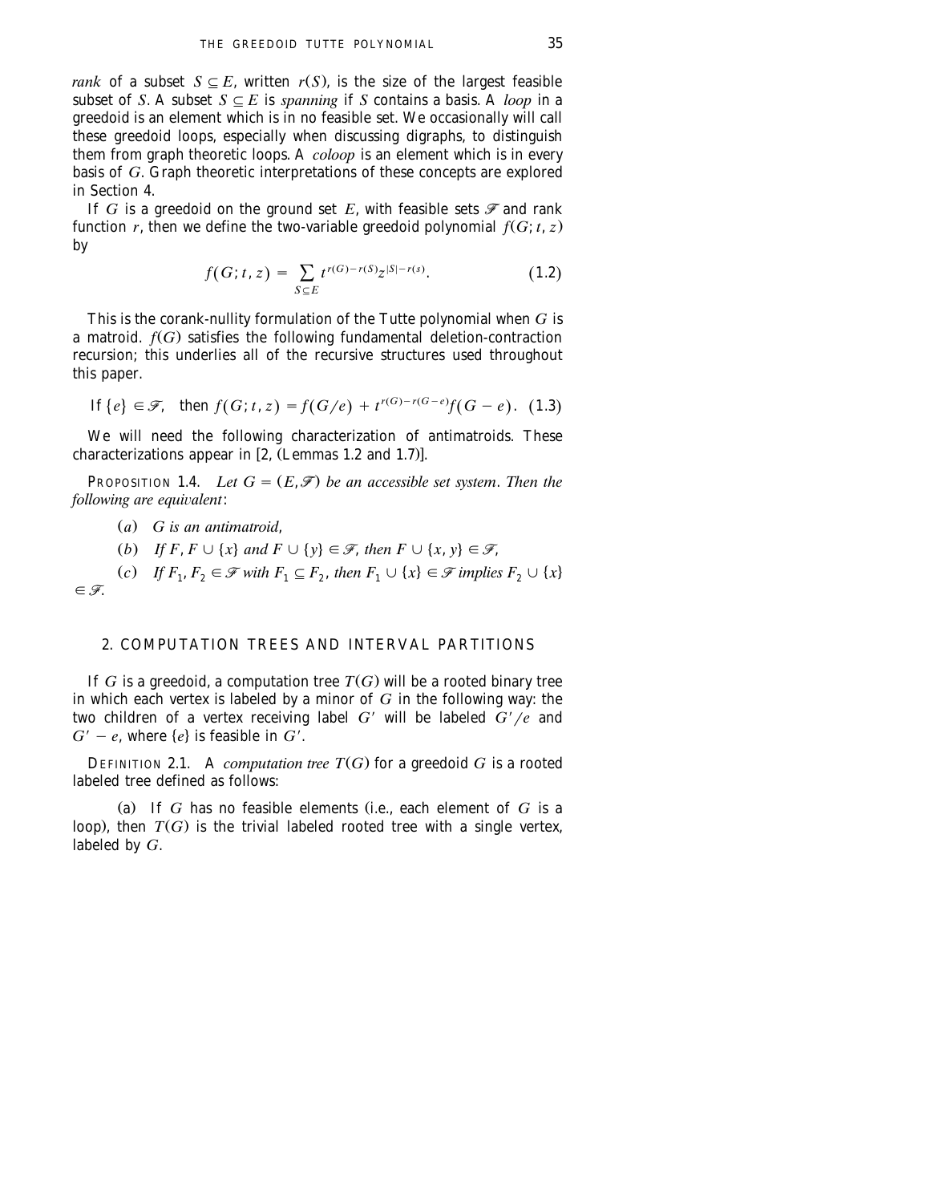*rank* of a subset $S \subseteq E$, written $r(S)$, is the size of the largest feasible subset of $S$. A subset $S \subseteq E$ is *spanning* if $S$ contains a basis. A *loop* in a greedoid is an element which is in no feasible set. We occasionally will call these greedoid loops, especially when discussing digraphs, to distinguish them from graph theoretic loops. A *coloop* is an element which is in every basis of $G$. Graph theoretic interpretations of these concepts are explored in Section 4.

If $G$ is a greedoid on the ground set $E$, with feasible sets $\mathscr{F}$ and rank function $r$, then we define the two-variable greedoid polynomial $f(G; t, z)$ by

$$f(G; t, z) = \sum_{S \subseteq E} t^{r(G) - r(S)} z^{|S| - r(s)}. \tag{1.2}$$

This is the corank-nullity formulation of the Tutte polynomial when $G$ is a matroid. $f(G)$ satisfies the following fundamental deletion-contraction recursion; this underlies all of the recursive structures used throughout this paper.

$$\text{If } \{e\} \in \mathscr{F}, \quad \text{then } f(G; t, z) = f(G/e) + t^{r(G) - r(G-e)} f(G - e). \tag{1.3}$$

We will need the following characterization of antimatroids. These characterizations appear in [2, (Lemmas 1.2 and 1.7)].

PROPOSITION 1.4. *Let $G = (E, \mathscr{F})$ be an accessible set system. Then the following are equivalent*:

(*a*) *$G$ is an antimatroid*,

(*b*) *If $F, F \cup \{x\}$ and $F \cup \{y\} \in \mathscr{F}$, then $F \cup \{x, y\} \in \mathscr{F}$*,

(*c*) *If $F_1, F_2 \in \mathscr{F}$ with $F_1 \subseteq F_2$, then $F_1 \cup \{x\} \in \mathscr{F}$ implies $F_2 \cup \{x\} \in \mathscr{F}$.*

## 2. COMPUTATION TREES AND INTERVAL PARTITIONS

If $G$ is a greedoid, a computation tree $T(G)$ will be a rooted binary tree in which each vertex is labeled by a minor of $G$ in the following way: the two children of a vertex receiving label $G'$ will be labeled $G'/e$ and $G' - e$, where $\{e\}$ is feasible in $G'$.

DEFINITION 2.1. A *computation tree* $T(G)$ for a greedoid $G$ is a rooted labeled tree defined as follows:

(a) If $G$ has no feasible elements (i.e., each element of $G$ is a loop), then $T(G)$ is the trivial labeled rooted tree with a single vertex, labeled by $G$.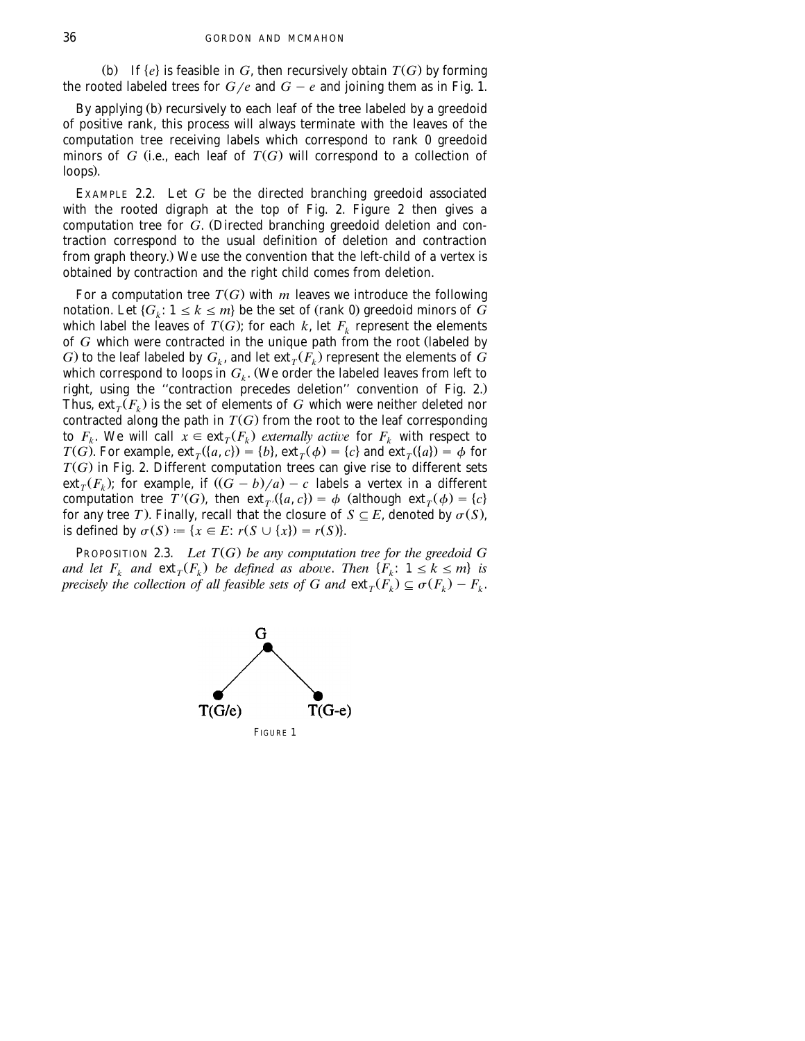(b) If $\{e\}$ is feasible in $G$, then recursively obtain $T(G)$ by forming the rooted labeled trees for $G/e$ and $G - e$ and joining them as in Fig. 1.

By applying (b) recursively to each leaf of the tree labeled by a greedoid of positive rank, this process will always terminate with the leaves of the computation tree receiving labels which correspond to rank 0 greedoid minors of $G$ (i.e., each leaf of $T(G)$ will correspond to a collection of loops).

EXAMPLE 2.2. Let $G$ be the directed branching greedoid associated with the rooted digraph at the top of Fig. 2. Figure 2 then gives a computation tree for $G$. (Directed branching greedoid deletion and contraction correspond to the usual definition of deletion and contraction from graph theory.) We use the convention that the left-child of a vertex is obtained by contraction and the right child comes from deletion.

For a computation tree $T(G)$ with $m$ leaves we introduce the following notation. Let $\{G_k: 1 \leq k \leq m\}$ be the set of (rank 0) greedoid minors of $G$ which label the leaves of $T(G)$; for each $k$, let $F_k$ represent the elements of $G$ which were contracted in the unique path from the root (labeled by $G$) to the leaf labeled by $G_k$, and let $\text{ext}_T(F_k)$ represent the elements of $G$ which correspond to loops in $G_k$. (We order the labeled leaves from left to right, using the "contraction precedes deletion" convention of Fig. 2.) Thus, $\text{ext}_T(F_k)$ is the set of elements of $G$ which were neither deleted nor contracted along the path in $T(G)$ from the root to the leaf corresponding to $F_k$. We will call $x \in \text{ext}_T(F_k)$ *externally active* for $F_k$ with respect to $T(G)$. For example, $\text{ext}_T(\{a, c\}) = \{b\}$, $\text{ext}_T(\phi) = \{c\}$ and $\text{ext}_T(\{a\}) = \phi$ for $T(G)$ in Fig. 2. Different computation trees can give rise to different sets $\text{ext}_T(F_k)$; for example, if $((G - b)/a) - c$ labels a vertex in a different computation tree $T'(G)$, then $\text{ext}_{T'}(\{a, c\}) = \phi$ (although $\text{ext}_T(\phi) = \{c\}$ for any tree $T$). Finally, recall that the closure of $S \subseteq E$, denoted by $\sigma(S)$, is defined by $\sigma(S) := \{x \in E: r(S \cup \{x\}) = r(S)\}$.

PROPOSITION 2.3. *Let $T(G)$ be any computation tree for the greedoid $G$ and let $F_k$ and $\text{ext}_T(F_k)$ be defined as above. Then $\{F_k: 1 \leq k \leq m\}$ is precisely the collection of all feasible sets of $G$ and $\text{ext}_T(F_k) \subseteq \sigma(F_k) - F_k$.*

G

T(G/e) T(G-e)

FIGURE 1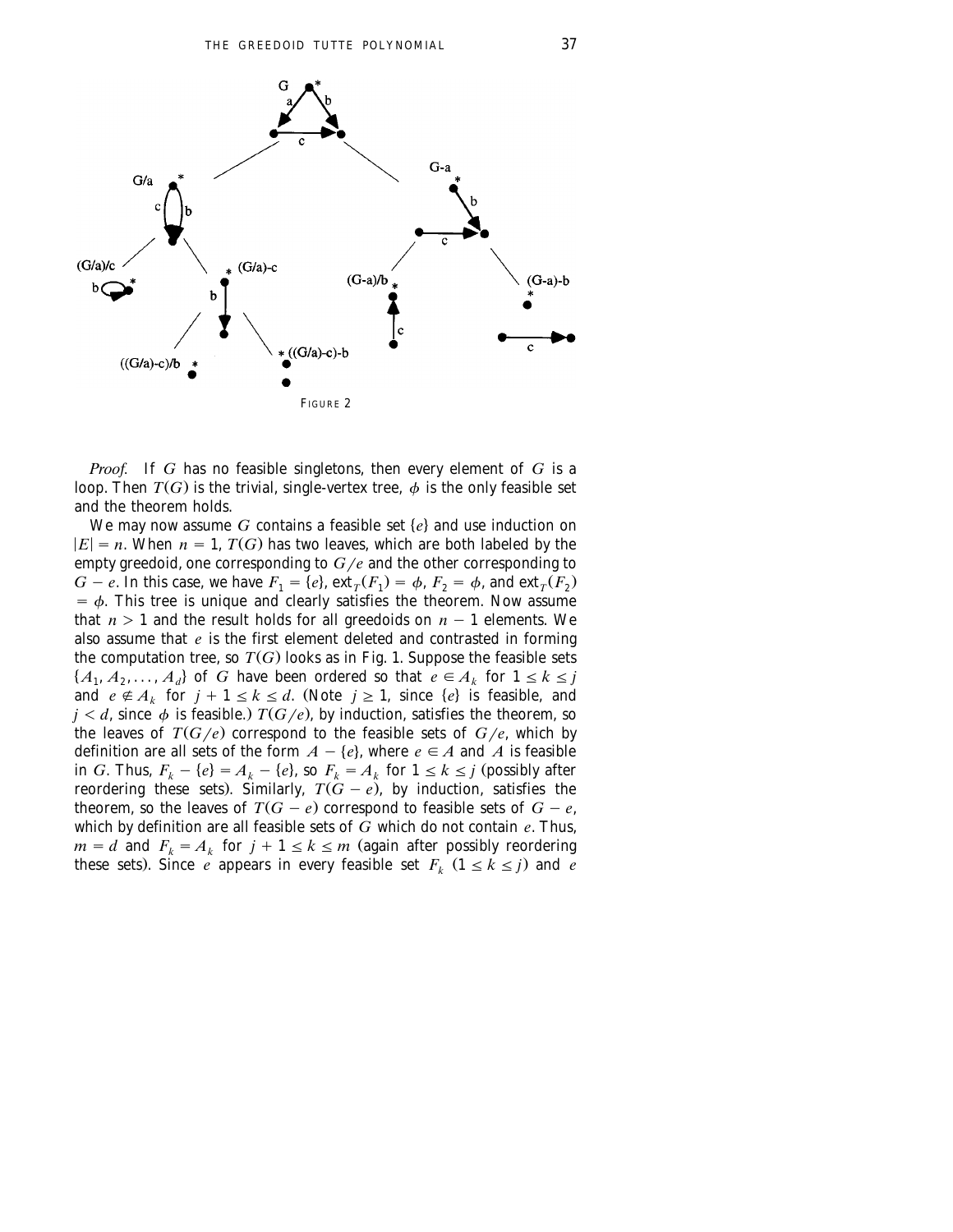FIGURE 2

*Proof.* If $G$ has no feasible singletons, then every element of $G$ is a loop. Then $T(G)$ is the trivial, single-vertex tree, $\phi$ is the only feasible set and the theorem holds.

We may now assume $G$ contains a feasible set $\{e\}$ and use induction on $|E| = n$. When $n = 1$, $T(G)$ has two leaves, which are both labeled by the empty greedoid, one corresponding to $G/e$ and the other corresponding to $G - e$. In this case, we have $F_1 = \{e\}$, $\text{ext}_T(F_1) = \phi$, $F_2 = \phi$, and $\text{ext}_T(F_2) = \phi$. This tree is unique and clearly satisfies the theorem. Now assume that $n > 1$ and the result holds for all greedoids on $n - 1$ elements. We also assume that $e$ is the first element deleted and contrasted in forming the computation tree, so $T(G)$ looks as in Fig. 1. Suppose the feasible sets $\{A_1, A_2, \ldots, A_d\}$ of $G$ have been ordered so that $e \in A_k$ for $1 \leq k \leq j$ and $e \notin A_k$ for $j + 1 \leq k \leq d$. (Note $j \geq 1$, since $\{e\}$ is feasible, and $j < d$, since $\phi$ is feasible.) $T(G/e)$, by induction, satisfies the theorem, so the leaves of $T(G/e)$ correspond to the feasible sets of $G/e$, which by definition are all sets of the form $A - \{e\}$, where $e \in A$ and $A$ is feasible in $G$. Thus, $F_k - \{e\} = A_k - \{e\}$, so $F_k = A_k$ for $1 \leq k \leq j$ (possibly after reordering these sets). Similarly, $T(G - e)$, by induction, satisfies the theorem, so the leaves of $T(G - e)$ correspond to feasible sets of $G - e$, which by definition are all feasible sets of $G$ which do not contain $e$. Thus, $m = d$ and $F_k = A_k$ for $j + 1 \leq k \leq m$ (again after possibly reordering these sets). Since $e$ appears in every feasible set $F_k$ $(1 \leq k \leq j)$ and $e$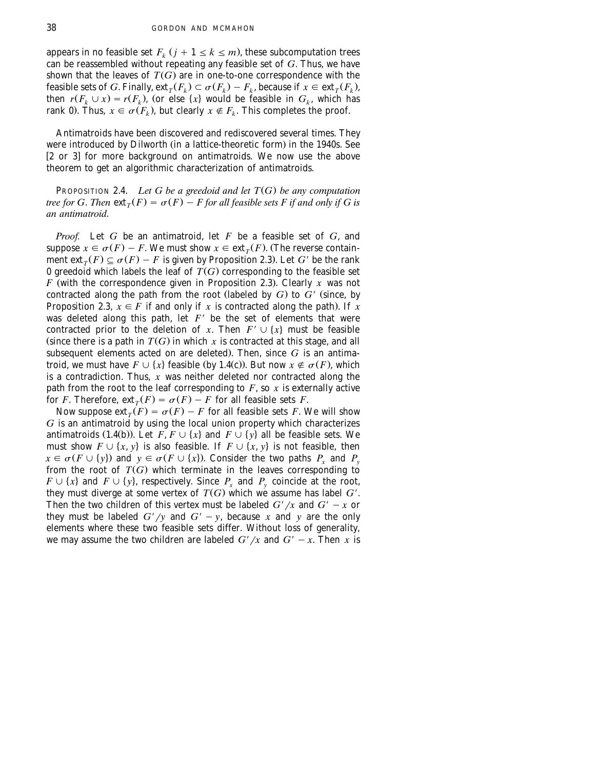appears in no feasible set $F_k$ ($j + 1 \leq k \leq m$), these subcomputation trees can be reassembled without repeating any feasible set of $G$. Thus, we have shown that the leaves of $T(G)$ are in one-to-one correspondence with the feasible sets of $G$. Finally, $\text{ext}_T(F_k) \subset \sigma(F_k) - F_k$, because if $x \in \text{ext}_T(F_k)$, then $r(F_k \cup x) = r(F_k)$, (or else $\{x\}$ would be feasible in $G_k$, which has rank 0). Thus, $x \in \sigma(F_k)$, but clearly $x \notin F_k$. This completes the proof.

Antimatroids have been discovered and rediscovered several times. They were introduced by Dilworth (in a lattice-theoretic form) in the 1940s. See [2 or 3] for more background on antimatroids. We now use the above theorem to get an algorithmic characterization of antimatroids.

PROPOSITION 2.4. *Let $G$ be a greedoid and let $T(G)$ be any computation tree for $G$. Then $\text{ext}_T(F) = \sigma(F) - F$ for all feasible sets $F$ if and only if $G$ is an antimatroid.*

*Proof.* Let $G$ be an antimatroid, let $F$ be a feasible set of $G$, and suppose $x \in \sigma(F) - F$. We must show $x \in \text{ext}_T(F)$. (The reverse containment $\text{ext}_T(F) \subseteq \sigma(F) - F$ is given by Proposition 2.3). Let $G'$ be the rank 0 greedoid which labels the leaf of $T(G)$ corresponding to the feasible set $F$ (with the correspondence given in Proposition 2.3). Clearly $x$ was not contracted along the path from the root (labeled by $G$) to $G'$ (since, by Proposition 2.3, $x \in F$ if and only if $x$ is contracted along the path). If $x$ was deleted along this path, let $F'$ be the set of elements that were contracted prior to the deletion of $x$. Then $F' \cup \{x\}$ must be feasible (since there is a path in $T(G)$ in which $x$ is contracted at this stage, and all subsequent elements acted on are deleted). Then, since $G$ is an antimatroid, we must have $F \cup \{x\}$ feasible (by 1.4(c)). But now $x \notin \sigma(F)$, which is a contradiction. Thus, $x$ was neither deleted nor contracted along the path from the root to the leaf corresponding to $F$, so $x$ is externally active for $F$. Therefore, $\text{ext}_T(F) = \sigma(F) - F$ for all feasible sets $F$.

Now suppose $\text{ext}_T(F) = \sigma(F) - F$ for all feasible sets $F$. We will show $G$ is an antimatroid by using the local union property which characterizes antimatroids (1.4(b)). Let $F$, $F \cup \{x\}$ and $F \cup \{y\}$ all be feasible sets. We must show $F \cup \{x, y\}$ is also feasible. If $F \cup \{x, y\}$ is not feasible, then $x \in \sigma(F \cup \{y\})$ and $y \in \sigma(F \cup \{x\})$. Consider the two paths $P_x$ and $P_y$ from the root of $T(G)$ which terminate in the leaves corresponding to $F \cup \{x\}$ and $F \cup \{y\}$, respectively. Since $P_x$ and $P_y$ coincide at the root, they must diverge at some vertex of $T(G)$ which we assume has label $G'$. Then the two children of this vertex must be labeled $G'/x$ and $G' - x$ or they must be labeled $G'/y$ and $G' - y$, because $x$ and $y$ are the only elements where these two feasible sets differ. Without loss of generality, we may assume the two children are labeled $G'/x$ and $G' - x$. Then $x$ is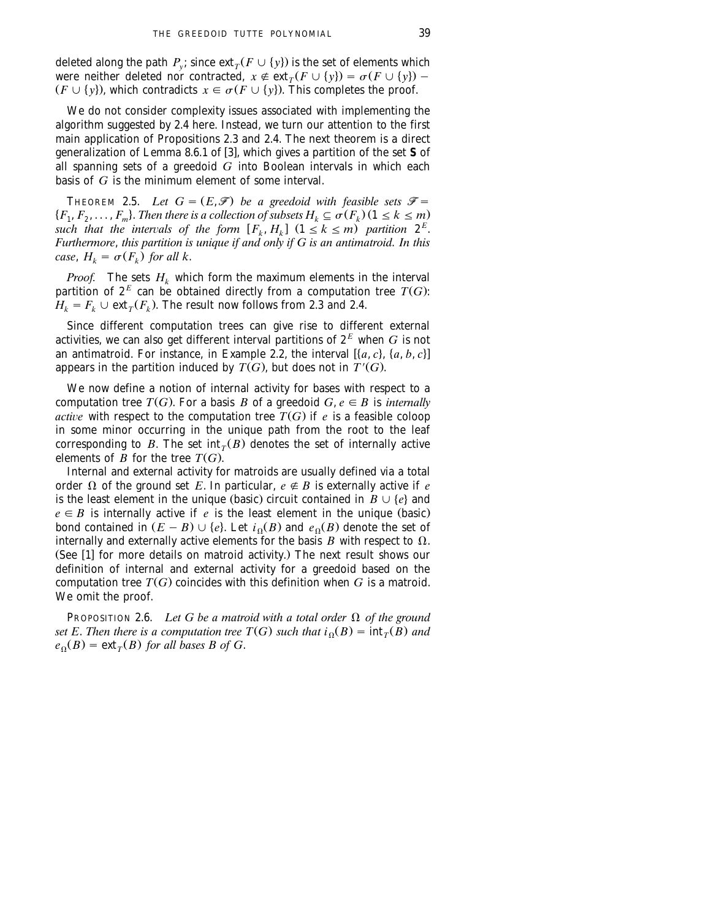deleted along the path $P_y$; since $\text{ext}_T(F \cup \{y\})$ is the set of elements which were neither deleted nor contracted, $x \notin \text{ext}_T(F \cup \{y\}) = \sigma(F \cup \{y\}) - (F \cup \{y\})$, which contradicts $x \in \sigma(F \cup \{y\})$. This completes the proof.

We do not consider complexity issues associated with implementing the algorithm suggested by 2.4 here. Instead, we turn our attention to the first main application of Propositions 2.3 and 2.4. The next theorem is a direct generalization of Lemma 8.6.1 of [3], which gives a partition of the set **S** of all spanning sets of a greedoid $G$ into Boolean intervals in which each basis of $G$ is the minimum element of some interval.

THEOREM 2.5. *Let $G = (E, \mathscr{F})$ be a greedoid with feasible sets $\mathscr{F} = \{F_1, F_2, \dots, F_m\}$. Then there is a collection of subsets $H_k \subseteq \sigma(F_k)$ $(1 \leq k \leq m)$ such that the intervals of the form $[F_k, H_k]$ $(1 \leq k \leq m)$ partition $2^E$. Furthermore, this partition is unique if and only if $G$ is an antimatroid. In this case, $H_k = \sigma(F_k)$ for all $k$.*

*Proof.* The sets $H_k$ which form the maximum elements in the interval partition of $2^E$ can be obtained directly from a computation tree $T(G)$: $H_k = F_k \cup \text{ext}_T(F_k)$. The result now follows from 2.3 and 2.4.

Since different computation trees can give rise to different external activities, we can also get different interval partitions of $2^E$ when $G$ is not an antimatroid. For instance, in Example 2.2, the interval $[\{a, c\}, \{a, b, c\}]$ appears in the partition induced by $T(G)$, but does not in $T'(G)$.

We now define a notion of internal activity for bases with respect to a computation tree $T(G)$. For a basis $B$ of a greedoid $G$, $e \in B$ is *internally active* with respect to the computation tree $T(G)$ if $e$ is a feasible coloop in some minor occurring in the unique path from the root to the leaf corresponding to $B$. The set $\text{int}_T(B)$ denotes the set of internally active elements of $B$ for the tree $T(G)$.

Internal and external activity for matroids are usually defined via a total order $\Omega$ of the ground set $E$. In particular, $e \notin B$ is externally active if $e$ is the least element in the unique (basic) circuit contained in $B \cup \{e\}$ and $e \in B$ is internally active if $e$ is the least element in the unique (basic) bond contained in $(E - B) \cup \{e\}$. Let $i_\Omega(B)$ and $e_\Omega(B)$ denote the set of internally and externally active elements for the basis $B$ with respect to $\Omega$. (See [1] for more details on matroid activity.) The next result shows our definition of internal and external activity for a greedoid based on the computation tree $T(G)$ coincides with this definition when $G$ is a matroid. We omit the proof.

PROPOSITION 2.6. *Let $G$ be a matroid with a total order $\Omega$ of the ground set $E$. Then there is a computation tree $T(G)$ such that $i_\Omega(B) = \text{int}_T(B)$ and $e_\Omega(B) = \text{ext}_T(B)$ for all bases $B$ of $G$.*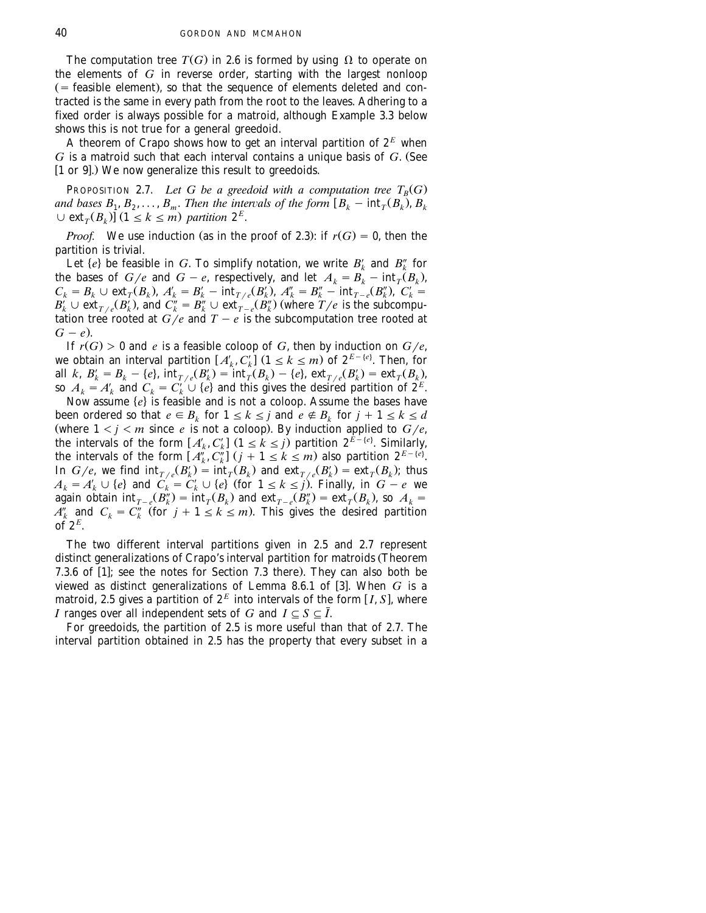The computation tree $T(G)$ in 2.6 is formed by using $\Omega$ to operate on the elements of $G$ in reverse order, starting with the largest nonloop ($=$ feasible element), so that the sequence of elements deleted and contracted is the same in every path from the root to the leaves. Adhering to a fixed order is always possible for a matroid, although Example 3.3 below shows this is not true for a general greedoid.

A theorem of Crapo shows how to get an interval partition of $2^E$ when $G$ is a matroid such that each interval contains a unique basis of $G$. (See [1 or 9].) We now generalize this result to greedoids.

PROPOSITION 2.7. *Let $G$ be a greedoid with a computation tree $T_B(G)$ and bases $B_1, B_2, \ldots, B_m$. Then the intervals of the form $[B_k - \text{int}_T(B_k), B_k \cup \text{ext}_T(B_k)]$ $(1 \leq k \leq m)$ partition $2^E$.*

*Proof.* We use induction (as in the proof of 2.3): if $r(G) = 0$, then the partition is trivial.

Let $\{e\}$ be feasible in $G$. To simplify notation, we write $B'_k$ and $B''_k$ for the bases of $G/e$ and $G - e$, respectively, and let $A_k = B_k - \text{int}_T(B_k)$, $C_k = B_k \cup \text{ext}_T(B_k)$, $A'_k = B'_k - \text{int}_{T/e}(B'_k)$, $A''_k = B''_k - \text{int}_{T-e}(B''_k)$, $C'_k = B'_k \cup \text{ext}_{T/e}(B'_k)$, and $C''_k = B''_k \cup \text{ext}_{T-e}(B''_k)$ (where $T/e$ is the subcomputation tree rooted at $G/e$ and $T - e$ is the subcomputation tree rooted at $G - e$).

If $r(G) > 0$ and $e$ is a feasible coloop of $G$, then by induction on $G/e$, we obtain an interval partition $[A'_k, C'_k]$ $(1 \leq k \leq m)$ of $2^{E-\{e\}}$. Then, for all $k$, $B'_k = B_k - \{e\}$, $\text{int}_{T/e}(B'_k) = \text{int}_T(B_k) - \{e\}$, $\text{ext}_{T/e}(B'_k) = \text{ext}_T(B_k)$, so $A_k = A'_k$ and $C_k = C'_k \cup \{e\}$ and this gives the desired partition of $2^E$.

Now assume $\{e\}$ is feasible and is not a coloop. Assume the bases have been ordered so that $e \in B_k$ for $1 \leq k \leq j$ and $e \notin B_k$ for $j + 1 \leq k \leq d$ (where $1 < j < m$ since $e$ is not a coloop). By induction applied to $G/e$, the intervals of the form $[A'_k, C'_k]$ $(1 \leq k \leq j)$ partition $2^{E-\{e\}}$. Similarly, the intervals of the form $[A''_k, C''_k]$ $(j + 1 \leq k \leq m)$ also partition $2^{E-\{e\}}$. In $G/e$, we find $\text{int}_{T/e}(B'_k) = \text{int}_T(B_k)$ and $\text{ext}_{T/e}(B'_k) = \text{ext}_T(B_k)$; thus $A_k = A'_k \cup \{e\}$ and $C_k = C'_k \cup \{e\}$ (for $1 \leq k \leq j$). Finally, in $G - e$ we again obtain $\text{int}_{T-e}(B''_k) = \text{int}_T(B_k)$ and $\text{ext}_{T-e}(B''_k) = \text{ext}_T(B_k)$, so $A_k = A''_k$ and $C_k = C''_k$ (for $j + 1 \leq k \leq m$). This gives the desired partition of $2^E$.

The two different interval partitions given in 2.5 and 2.7 represent distinct generalizations of Crapo's interval partition for matroids (Theorem 7.3.6 of [1]; see the notes for Section 7.3 there). They can also both be viewed as distinct generalizations of Lemma 8.6.1 of [3]. When $G$ is a matroid, 2.5 gives a partition of $2^E$ into intervals of the form $[I, S]$, where $I$ ranges over all independent sets of $G$ and $I \subseteq S \subseteq \bar{I}$.

For greedoids, the partition of 2.5 is more useful than that of 2.7. The interval partition obtained in 2.5 has the property that every subset in a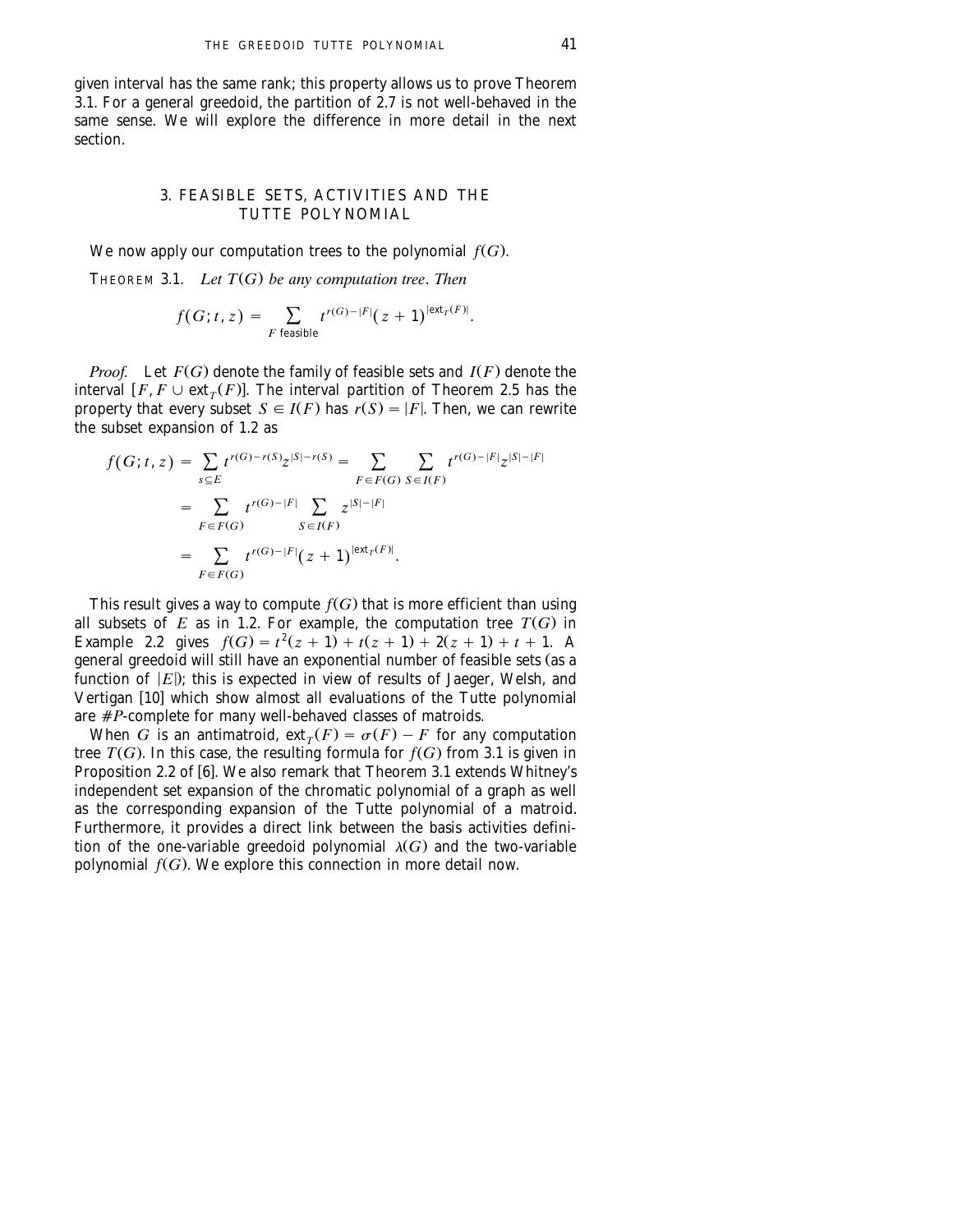given interval has the same rank; this property allows us to prove Theorem 3.1. For a general greedoid, the partition of 2.7 is not well-behaved in the same sense. We will explore the difference in more detail in the next section.

## 3. FEASIBLE SETS, ACTIVITIES AND THE TUTTE POLYNOMIAL

We now apply our computation trees to the polynomial $f(G)$.

THEOREM 3.1. *Let $T(G)$ be any computation tree. Then*

$$f(G;t,z) = \sum_{F \text{ feasible}} t^{r(G)-|F|}(z+1)^{|\text{ext}_T(F)|}.$$

*Proof.* Let $F(G)$ denote the family of feasible sets and $I(F)$ denote the interval $[F, F \cup \text{ext}_T(F)]$. The interval partition of Theorem 2.5 has the property that every subset $S \in I(F)$ has $r(S) = |F|$. Then, we can rewrite the subset expansion of 1.2 as

$$\begin{aligned}
f(G;t,z) &= \sum_{s \subseteq E} t^{r(G)-r(S)} z^{|S|-r(S)} = \sum_{F \in F(G)} \sum_{S \in I(F)} t^{r(G)-|F|} z^{|S|-|F|} \\
&= \sum_{F \in F(G)} t^{r(G)-|F|} \sum_{S \in I(F)} z^{|S|-|F|} \\
&= \sum_{F \in F(G)} t^{r(G)-|F|} (z+1)^{|\text{ext}_T(F)|}.
\end{aligned}$$

This result gives a way to compute $f(G)$ that is more efficient than using all subsets of $E$ as in 1.2. For example, the computation tree $T(G)$ in Example 2.2 gives $f(G) = t^2(z+1) + t(z+1) + 2(z+1) + t + 1$. A general greedoid will still have an exponential number of feasible sets (as a function of $|E|$); this is expected in view of results of Jaeger, Welsh, and Vertigan [10] which show almost all evaluations of the Tutte polynomial are $\#P$-complete for many well-behaved classes of matroids.

When $G$ is an antimatroid, $\text{ext}_T(F) = \sigma(F) - F$ for any computation tree $T(G)$. In this case, the resulting formula for $f(G)$ from 3.1 is given in Proposition 2.2 of [6]. We also remark that Theorem 3.1 extends Whitney's independent set expansion of the chromatic polynomial of a graph as well as the corresponding expansion of the Tutte polynomial of a matroid. Furthermore, it provides a direct link between the basis activities definition of the one-variable greedoid polynomial $\lambda(G)$ and the two-variable polynomial $f(G)$. We explore this connection in more detail now.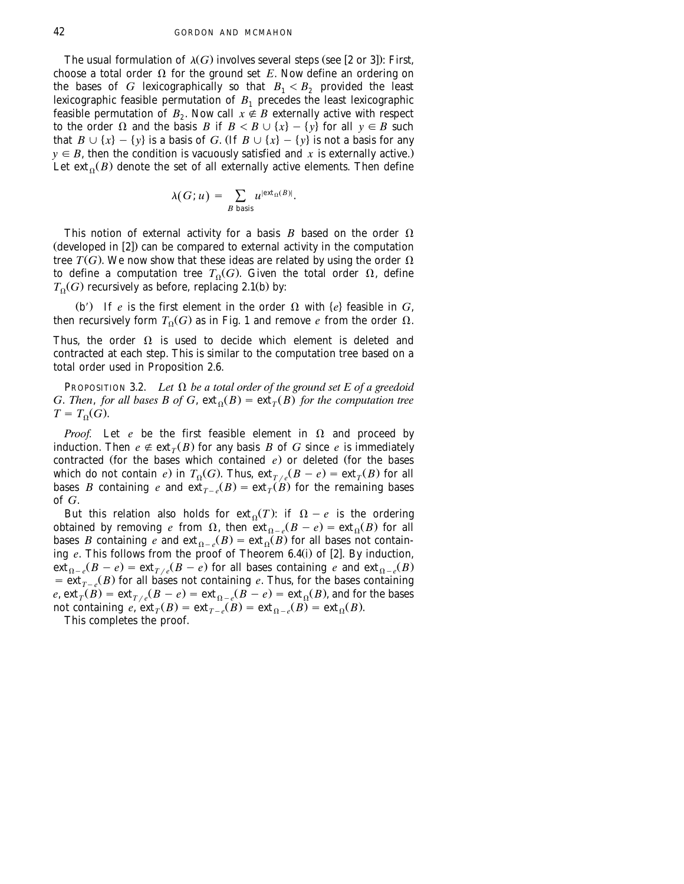The usual formulation of $\lambda(G)$ involves several steps (see [2 or 3]): First, choose a total order $\Omega$ for the ground set $E$. Now define an ordering on the bases of $G$ lexicographically so that $B_1 < B_2$ provided the least lexicographic feasible permutation of $B_1$ precedes the least lexicographic feasible permutation of $B_2$. Now call $x \notin B$ externally active with respect to the order $\Omega$ and the basis $B$ if $B < B \cup \{x\} - \{y\}$ for all $y \in B$ such that $B \cup \{x\} - \{y\}$ is a basis of $G$. (If $B \cup \{x\} - \{y\}$ is not a basis for any $y \in B$, then the condition is vacuously satisfied and $x$ is externally active.) Let $\text{ext}_\Omega(B)$ denote the set of all externally active elements. Then define

$$\lambda(G; u) = \sum_{B \text{ basis}} u^{|\text{ext}_\Omega(B)|}.$$

This notion of external activity for a basis $B$ based on the order $\Omega$ (developed in [2]) can be compared to external activity in the computation tree $T(G)$. We now show that these ideas are related by using the order $\Omega$ to define a computation tree $T_\Omega(G)$. Given the total order $\Omega$, define $T_\Omega(G)$ recursively as before, replacing 2.1(b) by:

(b′) If $e$ is the first element in the order $\Omega$ with $\{e\}$ feasible in $G$, then recursively form $T_\Omega(G)$ as in Fig. 1 and remove $e$ from the order $\Omega$.

Thus, the order $\Omega$ is used to decide which element is deleted and contracted at each step. This is similar to the computation tree based on a total order used in Proposition 2.6.

Proposition 3.2. *Let $\Omega$ be a total order of the ground set $E$ of a greedoid $G$. Then, for all bases $B$ of $G$, $\text{ext}_\Omega(B) = \text{ext}_T(B)$ for the computation tree $T = T_\Omega(G)$.*

*Proof.* Let $e$ be the first feasible element in $\Omega$ and proceed by induction. Then $e \notin \text{ext}_T(B)$ for any basis $B$ of $G$ since $e$ is immediately contracted (for the bases which contained $e$) or deleted (for the bases which do not contain $e$) in $T_\Omega(G)$. Thus, $\text{ext}_{T/e}(B - e) = \text{ext}_T(B)$ for all bases $B$ containing $e$ and $\text{ext}_{T-e}(B) = \text{ext}_T(B)$ for the remaining bases of $G$.

But this relation also holds for $\text{ext}_\Omega(T)$: if $\Omega - e$ is the ordering obtained by removing $e$ from $\Omega$, then $\text{ext}_{\Omega-e}(B - e) = \text{ext}_\Omega(B)$ for all bases $B$ containing $e$ and $\text{ext}_{\Omega-e}(B) = \text{ext}_\Omega(B)$ for all bases not containing $e$. This follows from the proof of Theorem 6.4(i) of [2]. By induction, $\text{ext}_{\Omega-e}(B - e) = \text{ext}_{T/e}(B - e)$ for all bases containing $e$ and $\text{ext}_{\Omega-e}(B) = \text{ext}_{T-e}(B)$ for all bases not containing $e$. Thus, for the bases containing $e$, $\text{ext}_T(B) = \text{ext}_{T/e}(B - e) = \text{ext}_{\Omega-e}(B - e) = \text{ext}_\Omega(B)$, and for the bases not containing $e$, $\text{ext}_T(B) = \text{ext}_{T-e}(B) = \text{ext}_{\Omega-e}(B) = \text{ext}_\Omega(B)$.

This completes the proof.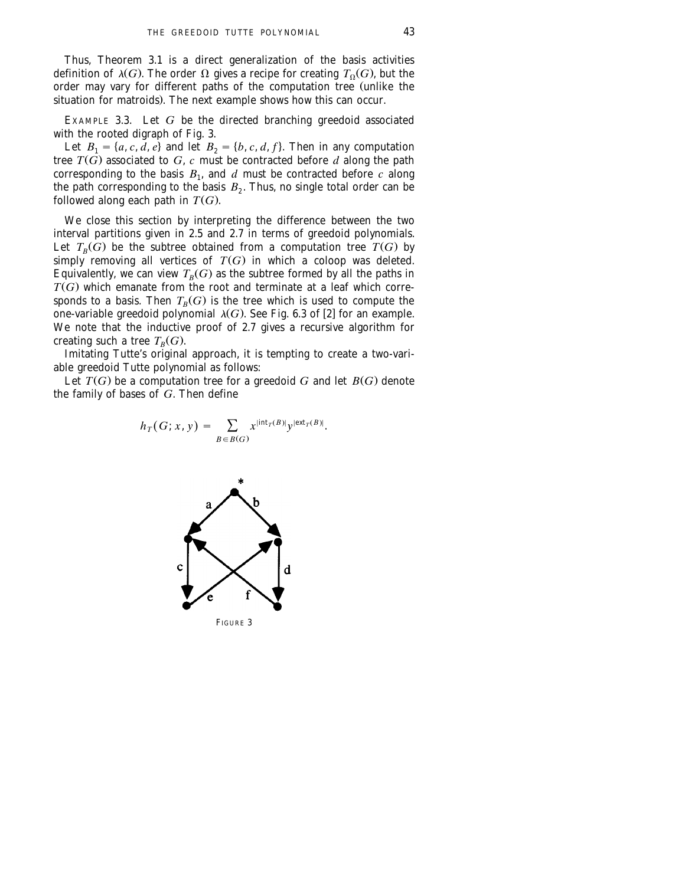Thus, Theorem 3.1 is a direct generalization of the basis activities definition of $\lambda(G)$. The order $\Omega$ gives a recipe for creating $T_\Omega(G)$, but the order may vary for different paths of the computation tree (unlike the situation for matroids). The next example shows how this can occur.

EXAMPLE 3.3. Let $G$ be the directed branching greedoid associated with the rooted digraph of Fig. 3.

Let $B_1 = \{a, c, d, e\}$ and let $B_2 = \{b, c, d, f\}$. Then in any computation tree $T(G)$ associated to $G$, $c$ must be contracted before $d$ along the path corresponding to the basis $B_1$, and $d$ must be contracted before $c$ along the path corresponding to the basis $B_2$. Thus, no single total order can be followed along each path in $T(G)$.

We close this section by interpreting the difference between the two interval partitions given in 2.5 and 2.7 in terms of greedoid polynomials. Let $T_B(G)$ be the subtree obtained from a computation tree $T(G)$ by simply removing all vertices of $T(G)$ in which a coloop was deleted. Equivalently, we can view $T_B(G)$ as the subtree formed by all the paths in $T(G)$ which emanate from the root and terminate at a leaf which corresponds to a basis. Then $T_B(G)$ is the tree which is used to compute the one-variable greedoid polynomial $\lambda(G)$. See Fig. 6.3 of [2] for an example. We note that the inductive proof of 2.7 gives a recursive algorithm for creating such a tree $T_B(G)$.

Imitating Tutte's original approach, it is tempting to create a two-variable greedoid Tutte polynomial as follows:

Let $T(G)$ be a computation tree for a greedoid $G$ and let $B(G)$ denote the family of bases of $G$. Then define

$$h_T(G; x, y) = \sum_{B \in B(G)} x^{|\mathrm{int}_T(B)|} y^{|\mathrm{ext}_T(B)|}.$$

FIGURE 3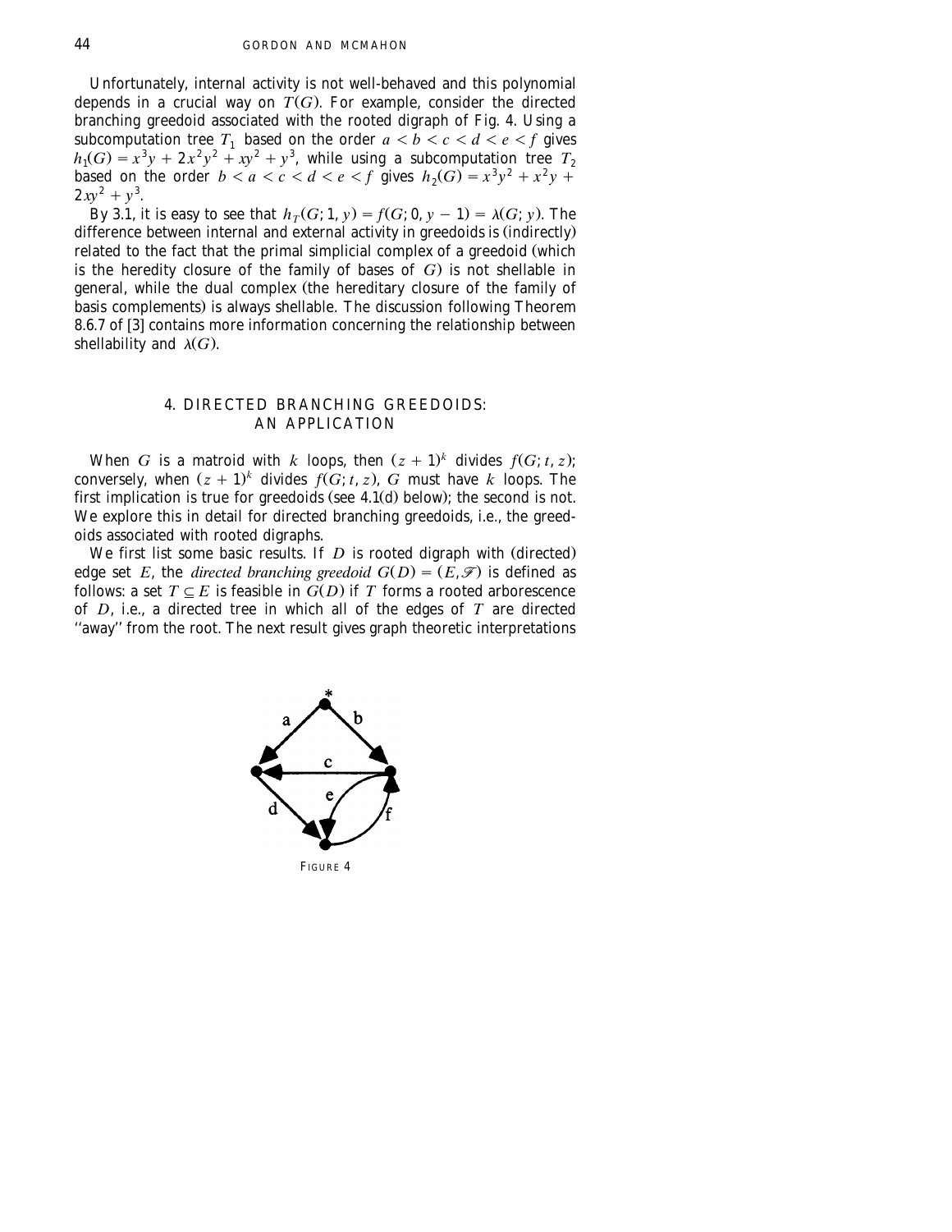Unfortunately, internal activity is not well-behaved and this polynomial depends in a crucial way on $T(G)$. For example, consider the directed branching greedoid associated with the rooted digraph of Fig. 4. Using a subcomputation tree $T_1$ based on the order $a < b < c < d < e < f$ gives $h_1(G) = x^3y + 2x^2y^2 + xy^2 + y^3$, while using a subcomputation tree $T_2$ based on the order $b < a < c < d < e < f$ gives $h_2(G) = x^3y^2 + x^2y + 2xy^2 + y^3$.

By 3.1, it is easy to see that $h_T(G; 1, y) = f(G; 0, y-1) = \lambda(G; y)$. The difference between internal and external activity in greedoids is (indirectly) related to the fact that the primal simplicial complex of a greedoid (which is the heredity closure of the family of bases of $G$) is not shellable in general, while the dual complex (the hereditary closure of the family of basis complements) is always shellable. The discussion following Theorem 8.6.7 of [3] contains more information concerning the relationship between shellability and $\lambda(G)$.

## 4. DIRECTED BRANCHING GREEDOIDS: AN APPLICATION

When $G$ is a matroid with $k$ loops, then $(z+1)^k$ divides $f(G; t, z)$; conversely, when $(z+1)^k$ divides $f(G; t, z)$, $G$ must have $k$ loops. The first implication is true for greedoids (see 4.1(d) below); the second is not. We explore this in detail for directed branching greedoids, i.e., the greedoids associated with rooted digraphs.

We first list some basic results. If $D$ is rooted digraph with (directed) edge set $E$, the *directed branching greedoid* $G(D) = (E, \mathcal{F})$ is defined as follows: a set $T \subseteq E$ is feasible in $G(D)$ if $T$ forms a rooted arborescence of $D$, i.e., a directed tree in which all of the edges of $T$ are directed "away" from the root. The next result gives graph theoretic interpretations

FIGURE 4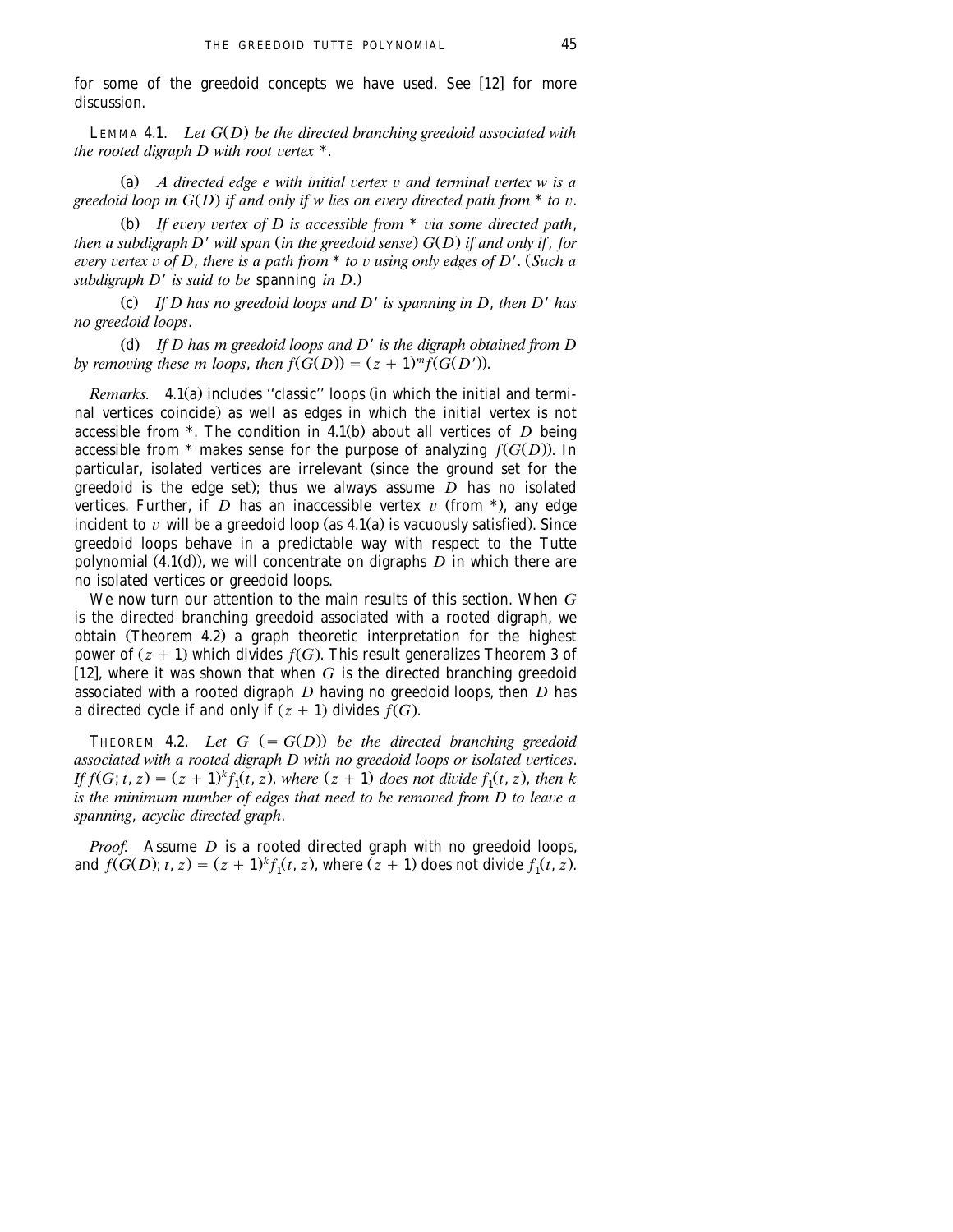for some of the greedoid concepts we have used. See [12] for more discussion.

LEMMA 4.1. *Let $G(D)$ be the directed branching greedoid associated with the rooted digraph $D$ with root vertex $*$.*

(a) *A directed edge $e$ with initial vertex $v$ and terminal vertex $w$ is a greedoid loop in $G(D)$ if and only if $w$ lies on every directed path from $*$ to $v$.*

(b) *If every vertex of $D$ is accessible from $*$ via some directed path, then a subdigraph $D'$ will span (in the greedoid sense) $G(D)$ if and only if, for every vertex $v$ of $D$, there is a path from $*$ to $v$ using only edges of $D'$. (Such a subdigraph $D'$ is said to be* spanning *in $D$.)*

(c) *If $D$ has no greedoid loops and $D'$ is spanning in $D$, then $D'$ has no greedoid loops.*

(d) *If $D$ has $m$ greedoid loops and $D'$ is the digraph obtained from $D$ by removing these $m$ loops, then $f(G(D)) = (z+1)^m f(G(D'))$.*

*Remarks.* 4.1(a) includes "classic" loops (in which the initial and terminal vertices coincide) as well as edges in which the initial vertex is not accessible from $*$. The condition in 4.1(b) about all vertices of $D$ being accessible from $*$ makes sense for the purpose of analyzing $f(G(D))$. In particular, isolated vertices are irrelevant (since the ground set for the greedoid is the edge set); thus we always assume $D$ has no isolated vertices. Further, if $D$ has an inaccessible vertex $v$ (from $*$), any edge incident to $v$ will be a greedoid loop (as 4.1(a) is vacuously satisfied). Since greedoid loops behave in a predictable way with respect to the Tutte polynomial (4.1(d)), we will concentrate on digraphs $D$ in which there are no isolated vertices or greedoid loops.

We now turn our attention to the main results of this section. When $G$ is the directed branching greedoid associated with a rooted digraph, we obtain (Theorem 4.2) a graph theoretic interpretation for the highest power of $(z+1)$ which divides $f(G)$. This result generalizes Theorem 3 of [12], where it was shown that when $G$ is the directed branching greedoid associated with a rooted digraph $D$ having no greedoid loops, then $D$ has a directed cycle if and only if $(z+1)$ divides $f(G)$.

THEOREM 4.2. *Let $G$ $(= G(D))$ be the directed branching greedoid associated with a rooted digraph $D$ with no greedoid loops or isolated vertices. If $f(G; t, z) = (z+1)^k f_1(t, z)$, where $(z+1)$ does not divide $f_1(t, z)$, then $k$ is the minimum number of edges that need to be removed from $D$ to leave a spanning, acyclic directed graph.*

*Proof.* Assume $D$ is a rooted directed graph with no greedoid loops, and $f(G(D); t, z) = (z+1)^k f_1(t, z)$, where $(z+1)$ does not divide $f_1(t, z)$.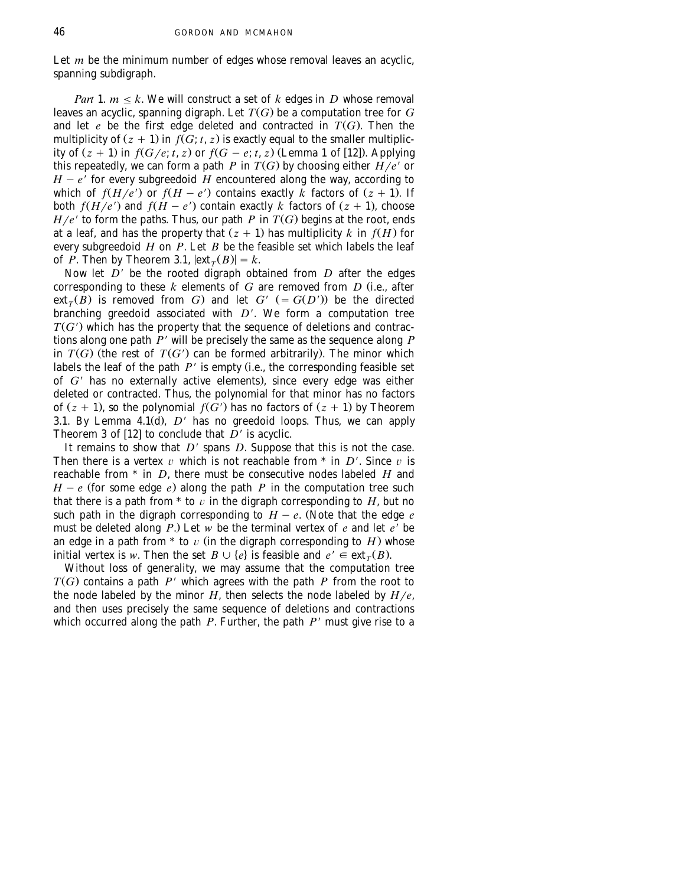Let $m$ be the minimum number of edges whose removal leaves an acyclic, spanning subdigraph.

*Part* 1. $m \leq k$. We will construct a set of $k$ edges in $D$ whose removal leaves an acyclic, spanning digraph. Let $T(G)$ be a computation tree for $G$ and let $e$ be the first edge deleted and contracted in $T(G)$. Then the multiplicity of $(z+1)$ in $f(G; t, z)$ is exactly equal to the smaller multiplicity of $(z+1)$ in $f(G/e; t, z)$ or $f(G-e; t, z)$ (Lemma 1 of [12]). Applying this repeatedly, we can form a path $P$ in $T(G)$ by choosing either $H/e'$ or $H-e'$ for every subgreedoid $H$ encountered along the way, according to which of $f(H/e')$ or $f(H-e')$ contains exactly $k$ factors of $(z+1)$. If both $f(H/e')$ and $f(H-e')$ contain exactly $k$ factors of $(z+1)$, choose $H/e'$ to form the paths. Thus, our path $P$ in $T(G)$ begins at the root, ends at a leaf, and has the property that $(z+1)$ has multiplicity $k$ in $f(H)$ for every subgreedoid $H$ on $P$. Let $B$ be the feasible set which labels the leaf of $P$. Then by Theorem 3.1, $|\text{ext}_T(B)| = k$.

Now let $D'$ be the rooted digraph obtained from $D$ after the edges corresponding to these $k$ elements of $G$ are removed from $D$ (i.e., after $\text{ext}_T(B)$ is removed from $G$) and let $G'$ $(= G(D'))$ be the directed branching greedoid associated with $D'$. We form a computation tree $T(G')$ which has the property that the sequence of deletions and contractions along one path $P'$ will be precisely the same as the sequence along $P$ in $T(G)$ (the rest of $T(G')$ can be formed arbitrarily). The minor which labels the leaf of the path $P'$ is empty (i.e., the corresponding feasible set of $G'$ has no externally active elements), since every edge was either deleted or contracted. Thus, the polynomial for that minor has no factors of $(z+1)$, so the polynomial $f(G')$ has no factors of $(z+1)$ by Theorem 3.1. By Lemma 4.1(d), $D'$ has no greedoid loops. Thus, we can apply Theorem 3 of [12] to conclude that $D'$ is acyclic.

It remains to show that $D'$ spans $D$. Suppose that this is not the case. Then there is a vertex $v$ which is not reachable from * in $D'$. Since $v$ is reachable from * in $D$, there must be consecutive nodes labeled $H$ and $H-e$ (for some edge $e$) along the path $P$ in the computation tree such that there is a path from * to $v$ in the digraph corresponding to $H$, but no such path in the digraph corresponding to $H-e$. (Note that the edge $e$ must be deleted along $P$.) Let $w$ be the terminal vertex of $e$ and let $e'$ be an edge in a path from * to $v$ (in the digraph corresponding to $H$) whose initial vertex is $w$. Then the set $B \cup \{e\}$ is feasible and $e' \in \text{ext}_T(B)$.

Without loss of generality, we may assume that the computation tree $T(G)$ contains a path $P'$ which agrees with the path $P$ from the root to the node labeled by the minor $H$, then selects the node labeled by $H/e$, and then uses precisely the same sequence of deletions and contractions which occurred along the path $P$. Further, the path $P'$ must give rise to a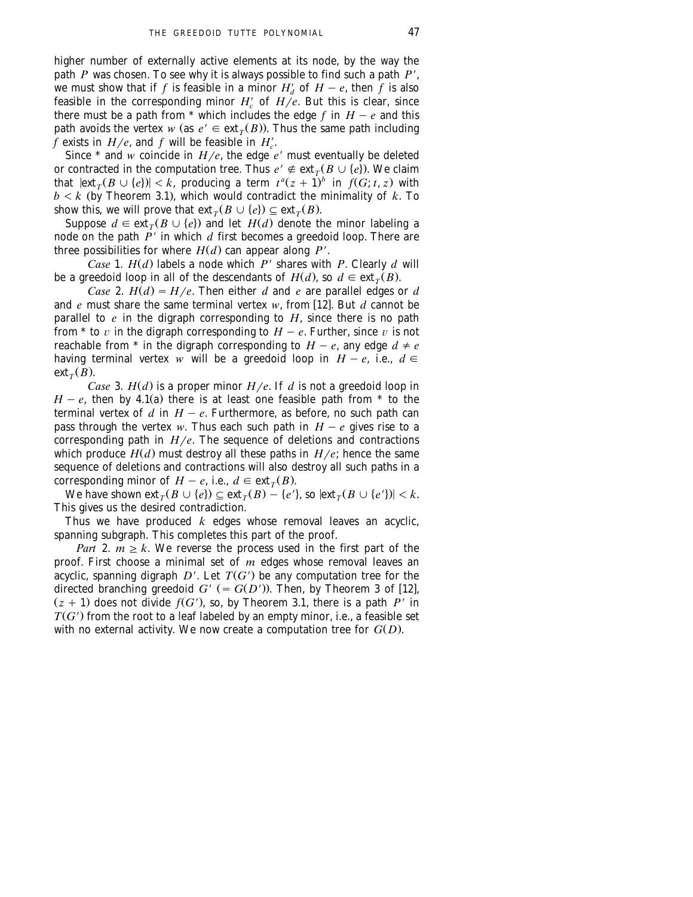higher number of externally active elements at its node, by the way the path $P$ was chosen. To see why it is always possible to find such a path $P'$, we must show that if $f$ is feasible in a minor $H'_d$ of $H - e$, then $f$ is also feasible in the corresponding minor $H'_c$ of $H/e$. But this is clear, since there must be a path from * which includes the edge $f$ in $H - e$ and this path avoids the vertex $w$ (as $e' \in \text{ext}_T(B)$). Thus the same path including $f$ exists in $H/e$, and $f$ will be feasible in $H'_c$.

Since * and $w$ coincide in $H/e$, the edge $e'$ must eventually be deleted or contracted in the computation tree. Thus $e' \notin \text{ext}_T(B \cup \{e\})$. We claim that $|\text{ext}_T(B \cup \{e\})| < k$, producing a term $t^a(z+1)^b$ in $f(G; t, z)$ with $b < k$ (by Theorem 3.1), which would contradict the minimality of $k$. To show this, we will prove that $\text{ext}_T(B \cup \{e\}) \subseteq \text{ext}_T(B)$.

Suppose $d \in \text{ext}_T(B \cup \{e\})$ and let $H(d)$ denote the minor labeling a node on the path $P'$ in which $d$ first becomes a greedoid loop. There are three possibilities for where $H(d)$ can appear along $P'$.

*Case* 1. $H(d)$ labels a node which $P'$ shares with $P$. Clearly $d$ will be a greedoid loop in all of the descendants of $H(d)$, so $d \in \text{ext}_T(B)$.

*Case* 2. $H(d) = H/e$. Then either $d$ and $e$ are parallel edges or $d$ and $e$ must share the same terminal vertex $w$, from [12]. But $d$ cannot be parallel to $e$ in the digraph corresponding to $H$, since there is no path from * to $v$ in the digraph corresponding to $H - e$. Further, since $v$ is not reachable from * in the digraph corresponding to $H - e$, any edge $d \neq e$ having terminal vertex $w$ will be a greedoid loop in $H - e$, i.e., $d \in \text{ext}_T(B)$.

*Case* 3. $H(d)$ is a proper minor $H/e$. If $d$ is not a greedoid loop in $H - e$, then by 4.1(a) there is at least one feasible path from * to the terminal vertex of $d$ in $H - e$. Furthermore, as before, no such path can pass through the vertex $w$. Thus each such path in $H - e$ gives rise to a corresponding path in $H/e$. The sequence of deletions and contractions which produce $H(d)$ must destroy all these paths in $H/e$; hence the same sequence of deletions and contractions will also destroy all such paths in a corresponding minor of $H - e$, i.e., $d \in \text{ext}_T(B)$.

We have shown $\text{ext}_T(B \cup \{e\}) \subseteq \text{ext}_T(B) - \{e'\}$, so $|\text{ext}_T(B \cup \{e'\})| < k$. This gives us the desired contradiction.

Thus we have produced $k$ edges whose removal leaves an acyclic, spanning subgraph. This completes this part of the proof.

*Part* 2. $m \geq k$. We reverse the process used in the first part of the proof. First choose a minimal set of $m$ edges whose removal leaves an acyclic, spanning digraph $D'$. Let $T(G')$ be any computation tree for the directed branching greedoid $G'$ $(= G(D'))$. Then, by Theorem 3 of [12], $(z+1)$ does not divide $f(G')$, so, by Theorem 3.1, there is a path $P'$ in $T(G')$ from the root to a leaf labeled by an empty minor, i.e., a feasible set with no external activity. We now create a computation tree for $G(D)$.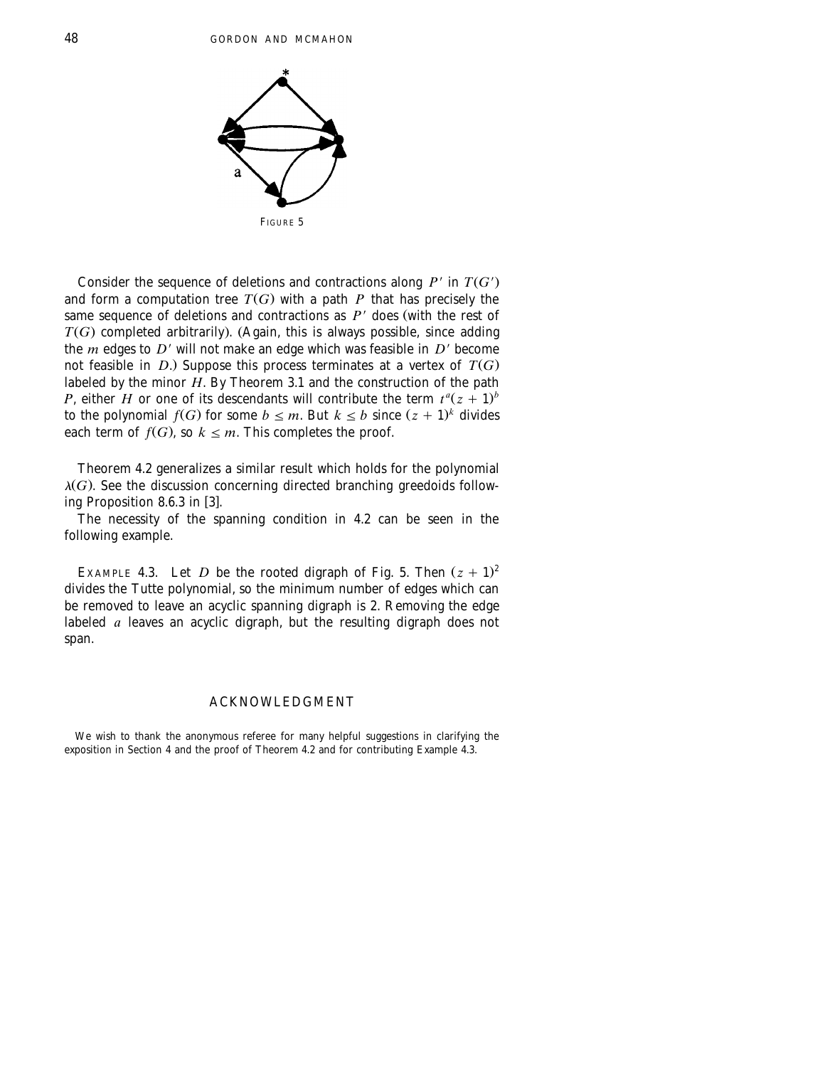FIGURE 5

Consider the sequence of deletions and contractions along $P'$ in $T(G')$ and form a computation tree $T(G)$ with a path $P$ that has precisely the same sequence of deletions and contractions as $P'$ does (with the rest of $T(G)$ completed arbitrarily). (Again, this is always possible, since adding the $m$ edges to $D'$ will not make an edge which was feasible in $D'$ become not feasible in $D$.) Suppose this process terminates at a vertex of $T(G)$ labeled by the minor $H$. By Theorem 3.1 and the construction of the path $P$, either $H$ or one of its descendants will contribute the term $t^a(z+1)^b$ to the polynomial $f(G)$ for some $b \leq m$. But $k \leq b$ since $(z+1)^k$ divides each term of $f(G)$, so $k \leq m$. This completes the proof.

Theorem 4.2 generalizes a similar result which holds for the polynomial $\lambda(G)$. See the discussion concerning directed branching greedoids following Proposition 8.6.3 in [3].

The necessity of the spanning condition in 4.2 can be seen in the following example.

EXAMPLE 4.3. Let $D$ be the rooted digraph of Fig. 5. Then $(z+1)^2$ divides the Tutte polynomial, so the minimum number of edges which can be removed to leave an acyclic spanning digraph is 2. Removing the edge labeled $a$ leaves an acyclic digraph, but the resulting digraph does not span.

## ACKNOWLEDGMENT

We wish to thank the anonymous referee for many helpful suggestions in clarifying the exposition in Section 4 and the proof of Theorem 4.2 and for contributing Example 4.3.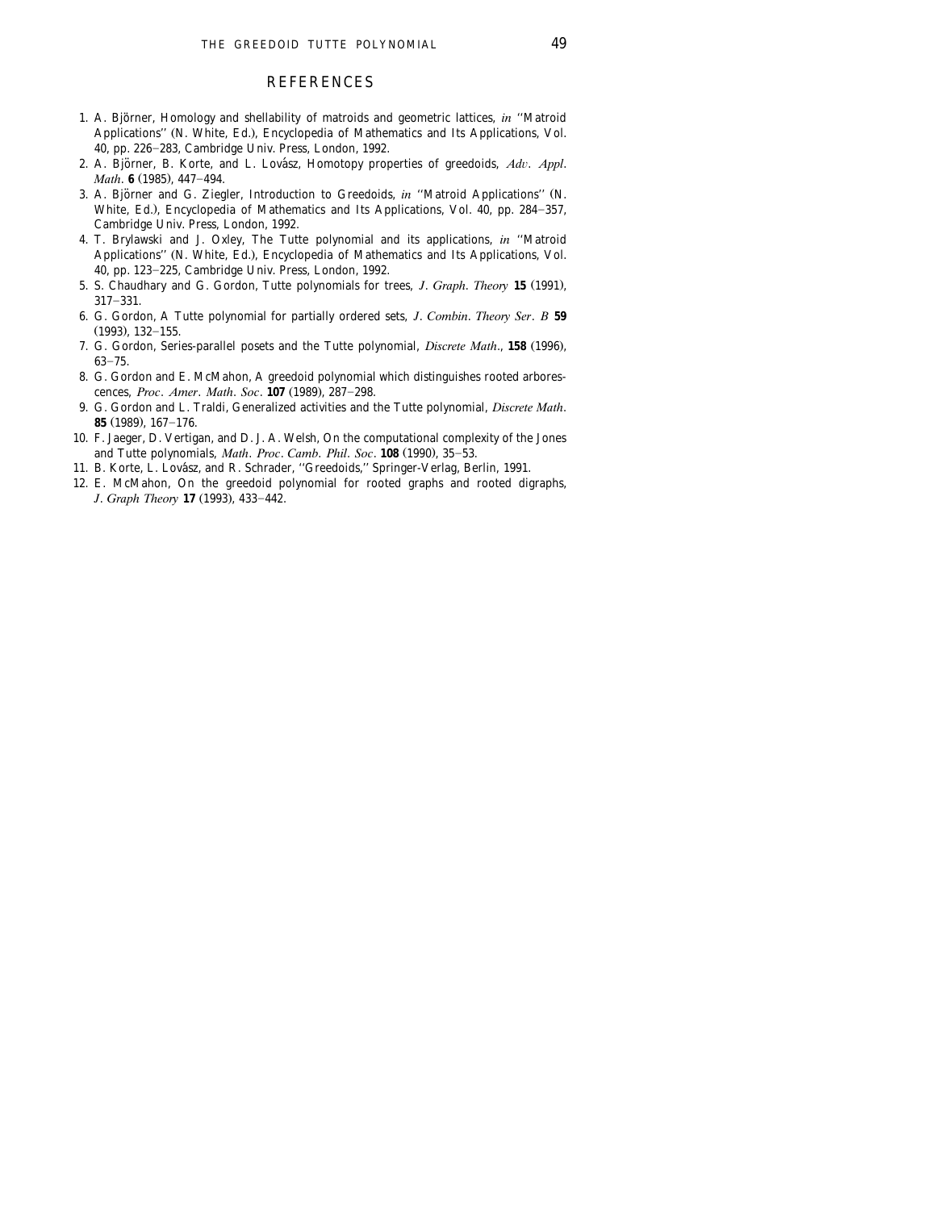## REFERENCES

1. A. Björner, Homology and shellability of matroids and geometric lattices, *in* ''Matroid Applications'' (N. White, Ed.), Encyclopedia of Mathematics and Its Applications, Vol. 40, pp. 226–283, Cambridge Univ. Press, London, 1992.
2. A. Björner, B. Korte, and L. Lovász, Homotopy properties of greedoids, *Adv. Appl. Math.* **6** (1985), 447–494.
3. A. Björner and G. Ziegler, Introduction to Greedoids, *in* ''Matroid Applications'' (N. White, Ed.), Encyclopedia of Mathematics and Its Applications, Vol. 40, pp. 284–357, Cambridge Univ. Press, London, 1992.
4. T. Brylawski and J. Oxley, The Tutte polynomial and its applications, *in* ''Matroid Applications'' (N. White, Ed.), Encyclopedia of Mathematics and Its Applications, Vol. 40, pp. 123–225, Cambridge Univ. Press, London, 1992.
5. S. Chaudhary and G. Gordon, Tutte polynomials for trees, *J. Graph. Theory* **15** (1991), 317–331.
6. G. Gordon, A Tutte polynomial for partially ordered sets, *J. Combin. Theory Ser. B* **59** (1993), 132–155.
7. G. Gordon, Series-parallel posets and the Tutte polynomial, *Discrete Math.*, **158** (1996), 63–75.
8. G. Gordon and E. McMahon, A greedoid polynomial which distinguishes rooted arborescences, *Proc. Amer. Math. Soc.* **107** (1989), 287–298.
9. G. Gordon and L. Traldi, Generalized activities and the Tutte polynomial, *Discrete Math.* **85** (1989), 167–176.
10. F. Jaeger, D. Vertigan, and D. J. A. Welsh, On the computational complexity of the Jones and Tutte polynomials, *Math. Proc. Camb. Phil. Soc.* **108** (1990), 35–53.
11. B. Korte, L. Lovász, and R. Schrader, ''Greedoids,'' Springer-Verlag, Berlin, 1991.
12. E. McMahon, On the greedoid polynomial for rooted graphs and rooted digraphs, *J. Graph Theory* **17** (1993), 433–442.